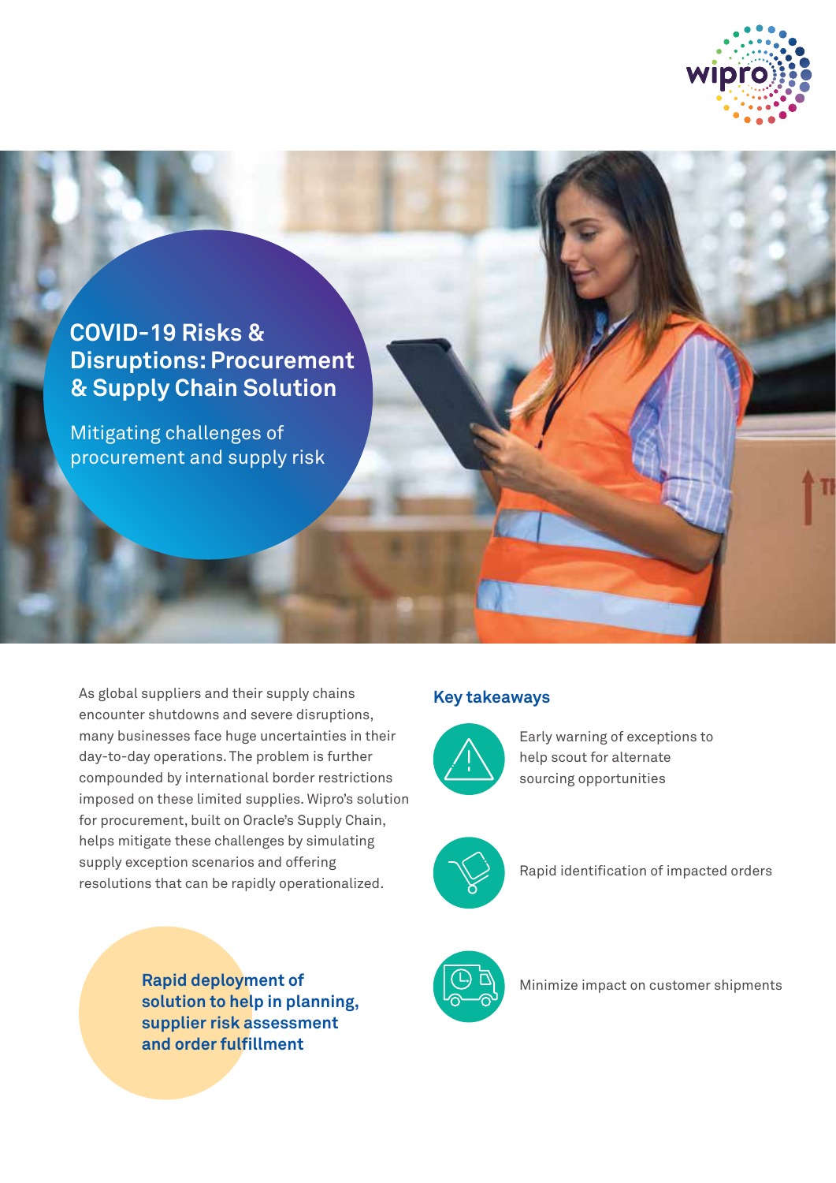# COVID-19 Risks & Disruptions: Procurement & Supply Chain Solution

Mitigating challenges of procurement and supply risk

As global suppliers and their supply chains encounter shutdowns and severe disruptions, many businesses face huge uncertainties in their day-to-day operations. The problem is further compounded by international border restrictions imposed on these limited supplies. Wipro's solution for procurement, built on Oracle's Supply Chain, helps mitigate these challenges by simulating supply exception scenarios and offering resolutions that can be rapidly operationalized.

**Rapid deployment of solution to help in planning, supplier risk assessment and order fulfillment**

## Key takeaways

- Early warning of exceptions to help scout for alternate sourcing opportunities
- Rapid identification of impacted orders
- Minimize impact on customer shipments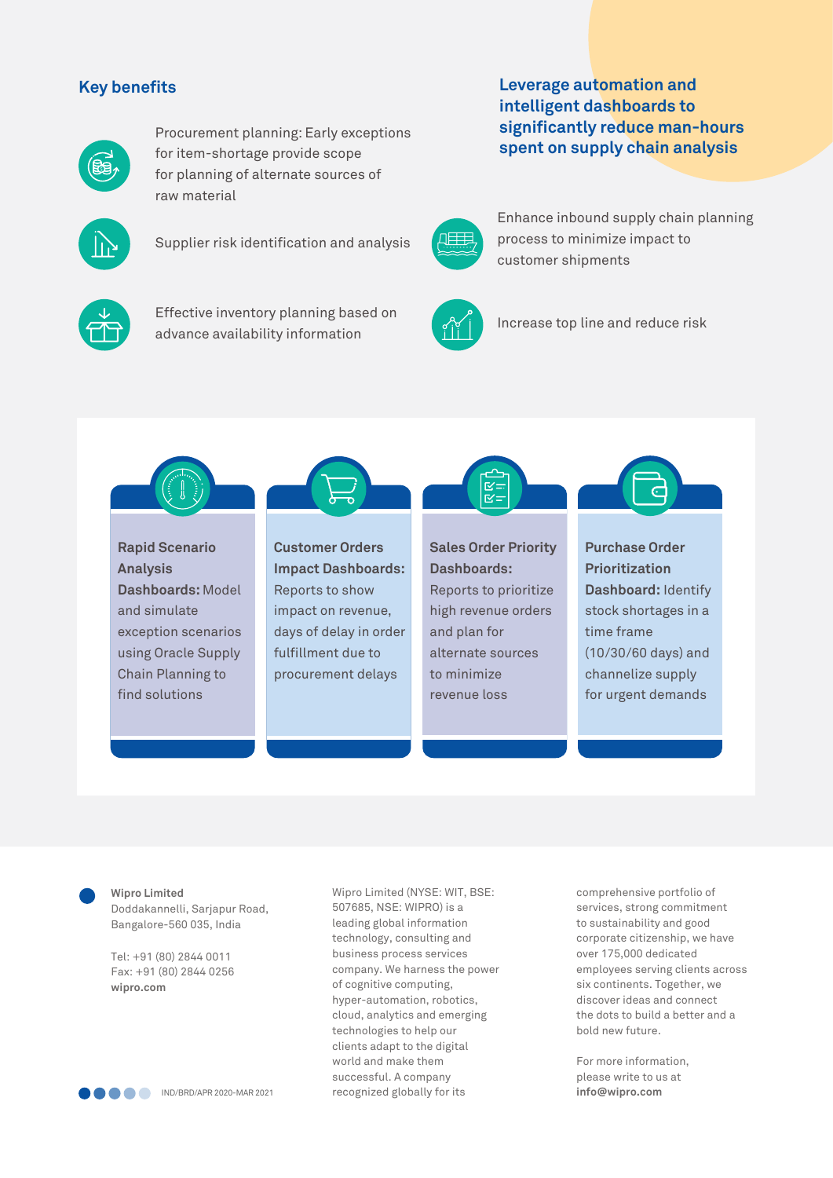## Key benefits

Procurement planning: Early exceptions for item-shortage provide scope for planning of alternate sources of raw material

Supplier risk identification and analysis

Effective inventory planning based on advance availability information

## Leverage automation and intelligent dashboards to significantly reduce man-hours spent on supply chain analysis

Enhance inbound supply chain planning process to minimize impact to customer shipments

Increase top line and reduce risk

**Rapid Scenario Analysis Dashboards:** Model and simulate exception scenarios using Oracle Supply Chain Planning to find solutions

**Customer Orders Impact Dashboards:** Reports to show impact on revenue, days of delay in order fulfillment due to procurement delays

**Sales Order Priority Dashboards:** Reports to prioritize high revenue orders and plan for alternate sources to minimize revenue loss

**Purchase Order Prioritization Dashboard:** Identify stock shortages in a time frame (10/30/60 days) and channelize supply for urgent demands

**Wipro Limited**
Doddakannelli, Sarjapur Road,
Bangalore-560 035, India

Tel: +91 (80) 2844 0011
Fax: +91 (80) 2844 0256
**wipro.com**

Wipro Limited (NYSE: WIT, BSE: 507685, NSE: WIPRO) is a leading global information technology, consulting and business process services company. We harness the power of cognitive computing, hyper-automation, robotics, cloud, analytics and emerging technologies to help our clients adapt to the digital world and make them successful. A company recognized globally for its comprehensive portfolio of services, strong commitment to sustainability and good corporate citizenship, we have over 175,000 dedicated employees serving clients across six continents. Together, we discover ideas and connect the dots to build a better and a bold new future.

For more information, please write to us at **info@wipro.com**

IND/BRD/APR 2020-MAR 2021